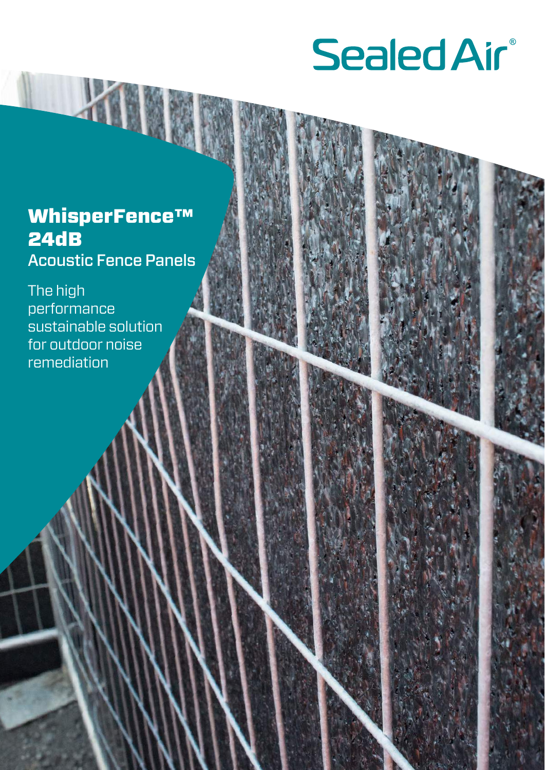Sealed Air®

# WhisperFence™ 24dB

## Acoustic Fence Panels

The high performance sustainable solution for outdoor noise remediation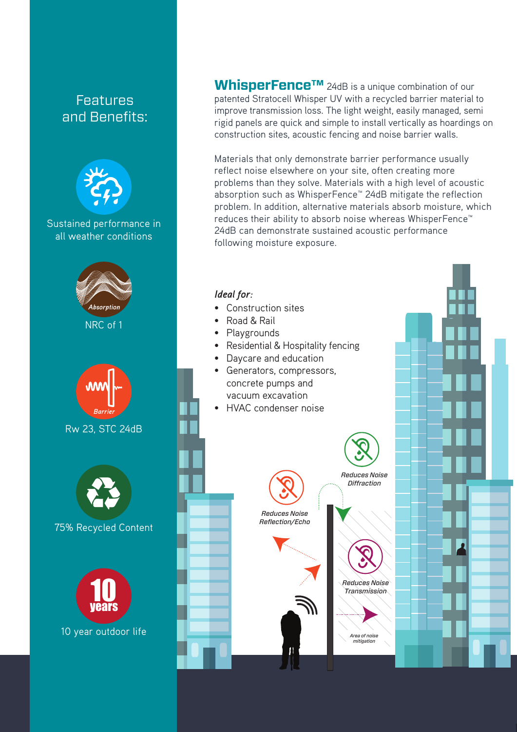## Features and Benefits:

Sustained performance in all weather conditions

Absorption

NRC of 1

Barrier

Rw 23, STC 24dB

75% Recycled Content

10 years

10 year outdoor life

**WhisperFence™** 24dB is a unique combination of our patented Stratocell Whisper UV with a recycled barrier material to improve transmission loss. The light weight, easily managed, semi rigid panels are quick and simple to install vertically as hoardings on construction sites, acoustic fencing and noise barrier walls.

Materials that only demonstrate barrier performance usually reflect noise elsewhere on your site, often creating more problems than they solve. Materials with a high level of acoustic absorption such as WhisperFence™ 24dB mitigate the reflection problem. In addition, alternative materials absorb moisture, which reduces their ability to absorb noise whereas WhisperFence™ 24dB can demonstrate sustained acoustic performance following moisture exposure.

***Ideal for:***

- Construction sites
- Road & Rail
- Playgrounds
- Residential & Hospitality fencing
- Daycare and education
- Generators, compressors, concrete pumps and vacuum excavation
- HVAC condenser noise

*Reduces Noise Diffraction*

*Reduces Noise Reflection/Echo*

*Reduces Noise Transmission*

*Area of noise mitigation*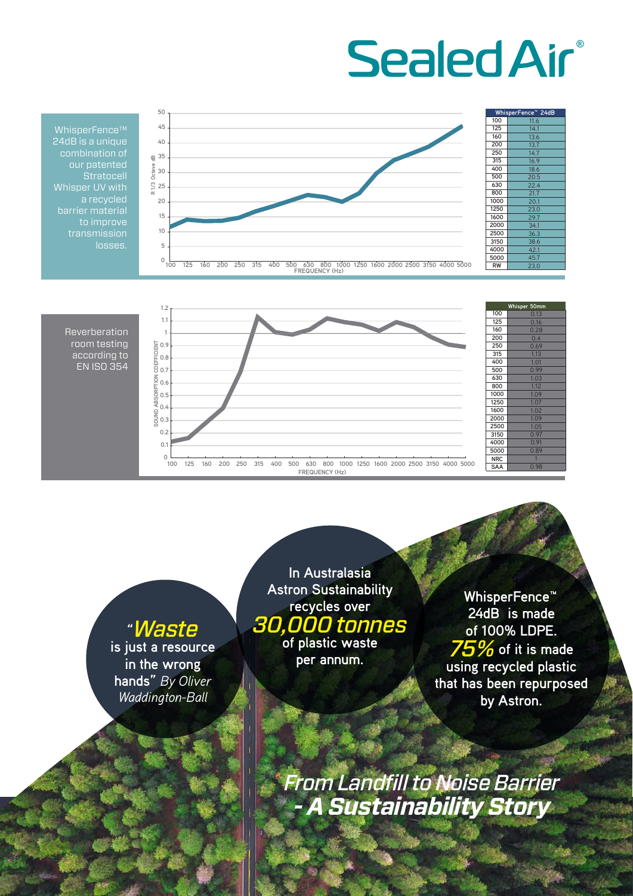# Sealed Air®

WhisperFence™ 24dB is a unique combination of our patented Stratocell Whisper UV with a recycled barrier material to improve transmission losses.

| WhisperFence™ 24dB | |
|---|---|
| 100 | 11.6 |
| 125 | 14.1 |
| 160 | 13.6 |
| 200 | 13.7 |
| 250 | 14.7 |
| 315 | 16.9 |
| 400 | 18.6 |
| 500 | 20.5 |
| 630 | 22.4 |
| 800 | 21.7 |
| 1000 | 20.1 |
| 1250 | 23.0 |
| 1600 | 29.7 |
| 2000 | 34.1 |
| 2500 | 36.3 |
| 3150 | 38.6 |
| 4000 | 42.1 |
| 5000 | 45.7 |
| RW | 23.0 |

Reverberation room testing according to EN ISO 354

| Whisper 50mm | |
|---|---|
| 100 | 0.13 |
| 125 | 0.16 |
| 160 | 0.28 |
| 200 | 0.4 |
| 250 | 0.69 |
| 315 | 1.13 |
| 400 | 1.01 |
| 500 | 0.99 |
| 630 | 1.03 |
| 800 | 1.12 |
| 1000 | 1.09 |
| 1250 | 1.07 |
| 1600 | 1.02 |
| 2000 | 1.09 |
| 2500 | 1.05 |
| 3150 | 0.97 |
| 4000 | 0.91 |
| 5000 | 0.89 |
| NRC | 1 |
| SAA | 0.98 |

"***Waste*** **is just a resource in the wrong hands"** *By Oliver Waddington-Ball*

**In Australasia Astron Sustainability recycles over *30,000 tonnes* of plastic waste per annum.**

**WhisperFence™ 24dB is made of 100% LDPE. *75%* of it is made using recycled plastic that has been repurposed by Astron.**

## *From Landfill to Noise Barrier - A Sustainability Story*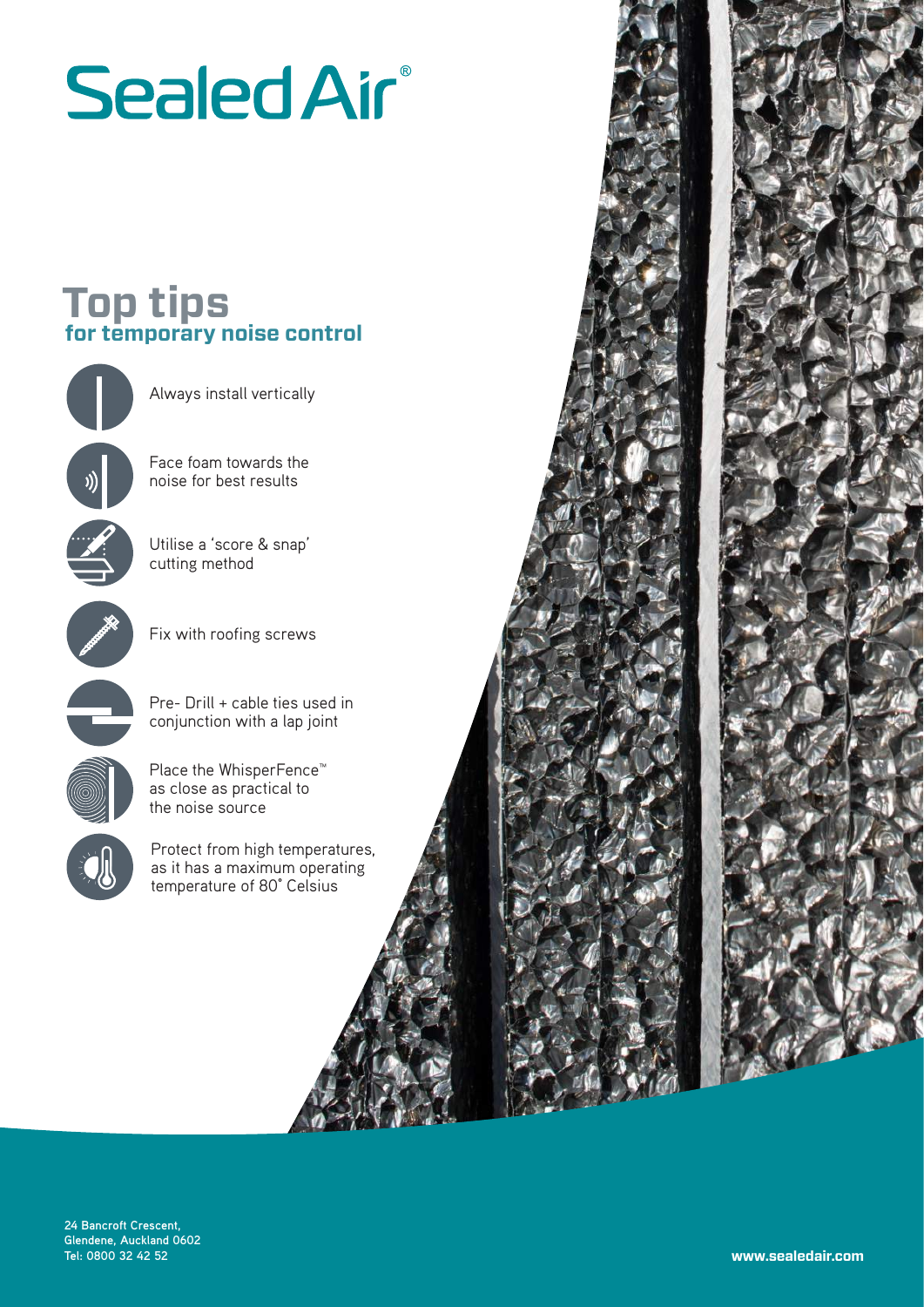# Sealed Air®

## Top tips
### for temporary noise control

- Always install vertically
- Face foam towards the noise for best results
- Utilise a 'score & snap' cutting method
- Fix with roofing screws
- Pre- Drill + cable ties used in conjunction with a lap joint
- Place the WhisperFence™ as close as practical to the noise source
- Protect from high temperatures, as it has a maximum operating temperature of 80° Celsius

**24 Bancroft Crescent,**
**Glendene, Auckland 0602**
**Tel: 0800 32 42 52**

**www.sealedair.com**